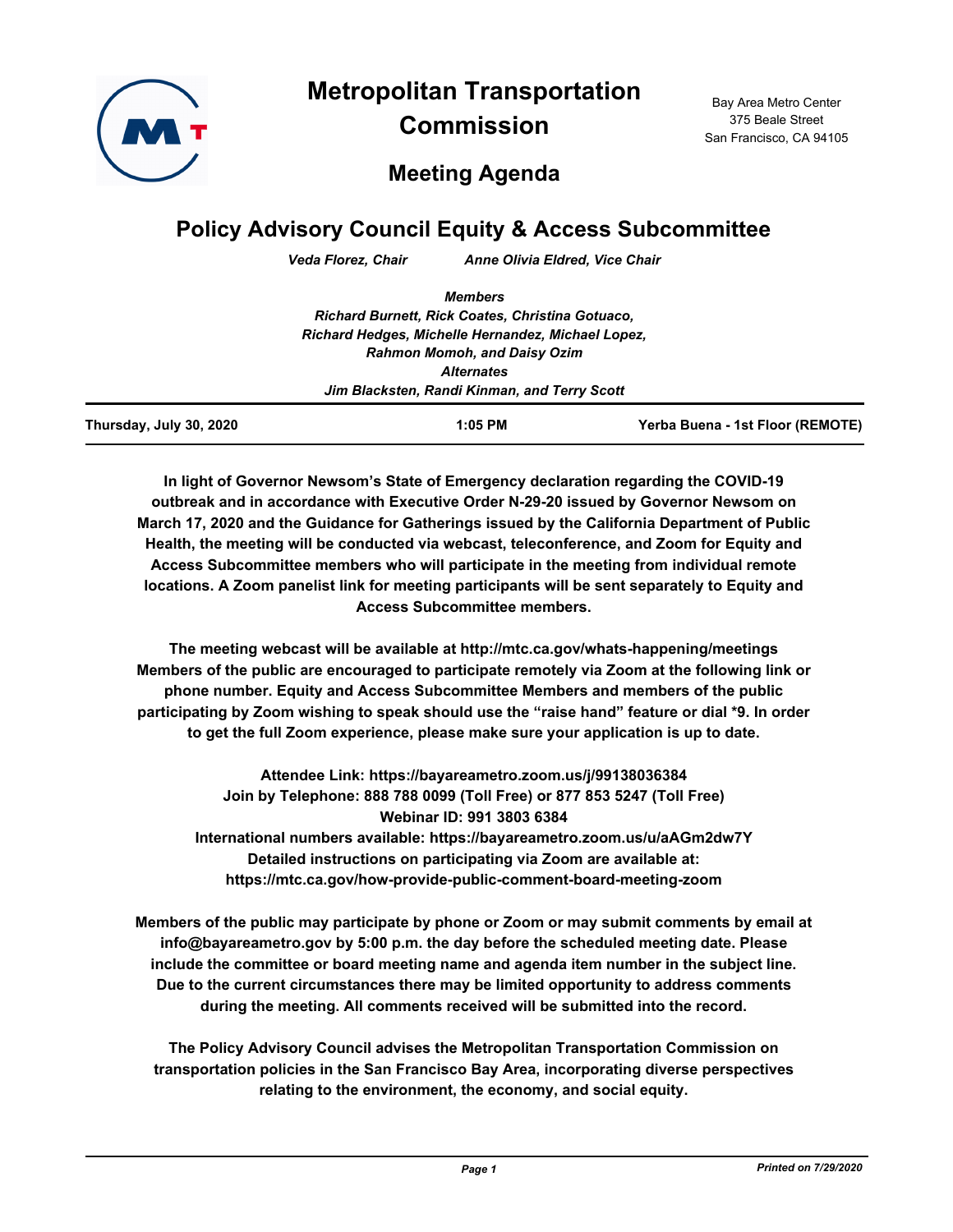# Metropolitan Transportation Commission

Bay Area Metro Center
375 Beale Street
San Francisco, CA 94105

## Meeting Agenda

# Policy Advisory Council Equity & Access Subcommittee

*Veda Florez, Chair* *Anne Olivia Eldred, Vice Chair*

***Members***
***Richard Burnett, Rick Coates, Christina Gotuaco,***
***Richard Hedges, Michelle Hernandez, Michael Lopez,***
***Rahmon Momoh, and Daisy Ozim***
***Alternates***
***Jim Blacksten, Randi Kinman, and Terry Scott***

**Thursday, July 30, 2020** **1:05 PM** **Yerba Buena - 1st Floor (REMOTE)**

**In light of Governor Newsom's State of Emergency declaration regarding the COVID-19 outbreak and in accordance with Executive Order N-29-20 issued by Governor Newsom on March 17, 2020 and the Guidance for Gatherings issued by the California Department of Public Health, the meeting will be conducted via webcast, teleconference, and Zoom for Equity and Access Subcommittee members who will participate in the meeting from individual remote locations. A Zoom panelist link for meeting participants will be sent separately to Equity and Access Subcommittee members.**

**The meeting webcast will be available at http://mtc.ca.gov/whats-happening/meetings Members of the public are encouraged to participate remotely via Zoom at the following link or phone number. Equity and Access Subcommittee Members and members of the public participating by Zoom wishing to speak should use the "raise hand" feature or dial *9. In order to get the full Zoom experience, please make sure your application is up to date.**

**Attendee Link: https://bayareametro.zoom.us/j/99138036384**
**Join by Telephone: 888 788 0099 (Toll Free) or 877 853 5247 (Toll Free)**
**Webinar ID: 991 3803 6384**
**International numbers available: https://bayareametro.zoom.us/u/aAGm2dw7Y**
**Detailed instructions on participating via Zoom are available at:**
**https://mtc.ca.gov/how-provide-public-comment-board-meeting-zoom**

**Members of the public may participate by phone or Zoom or may submit comments by email at info@bayareametro.gov by 5:00 p.m. the day before the scheduled meeting date. Please include the committee or board meeting name and agenda item number in the subject line. Due to the current circumstances there may be limited opportunity to address comments during the meeting. All comments received will be submitted into the record.**

**The Policy Advisory Council advises the Metropolitan Transportation Commission on transportation policies in the San Francisco Bay Area, incorporating diverse perspectives relating to the environment, the economy, and social equity.**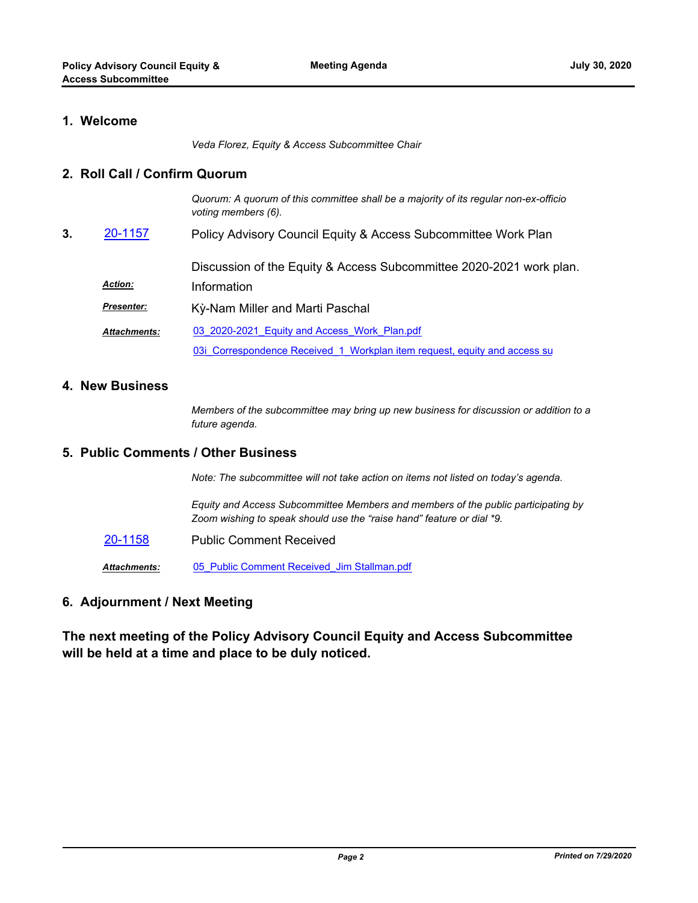## 1. Welcome

*Veda Florez, Equity & Access Subcommittee Chair*

## 2. Roll Call / Confirm Quorum

*Quorum: A quorum of this committee shall be a majority of its regular non-ex-officio voting members (6).*

**3.** 20-1157 Policy Advisory Council Equity & Access Subcommittee Work Plan

Discussion of the Equity & Access Subcommittee 2020-2021 work plan.

***Action:*** Information

***Presenter:*** Kỳ-Nam Miller and Marti Paschal

***Attachments:*** 03_2020-2021_Equity and Access_Work_Plan.pdf

03i_Correspondence Received_1_Workplan item request, equity and access su

## 4. New Business

*Members of the subcommittee may bring up new business for discussion or addition to a future agenda.*

## 5. Public Comments / Other Business

*Note: The subcommittee will not take action on items not listed on today's agenda.*

*Equity and Access Subcommittee Members and members of the public participating by Zoom wishing to speak should use the "raise hand" feature or dial *9.*

20-1158 Public Comment Received

***Attachments:*** 05_Public Comment Received_Jim Stallman.pdf

## 6. Adjournment / Next Meeting

**The next meeting of the Policy Advisory Council Equity and Access Subcommittee will be held at a time and place to be duly noticed.**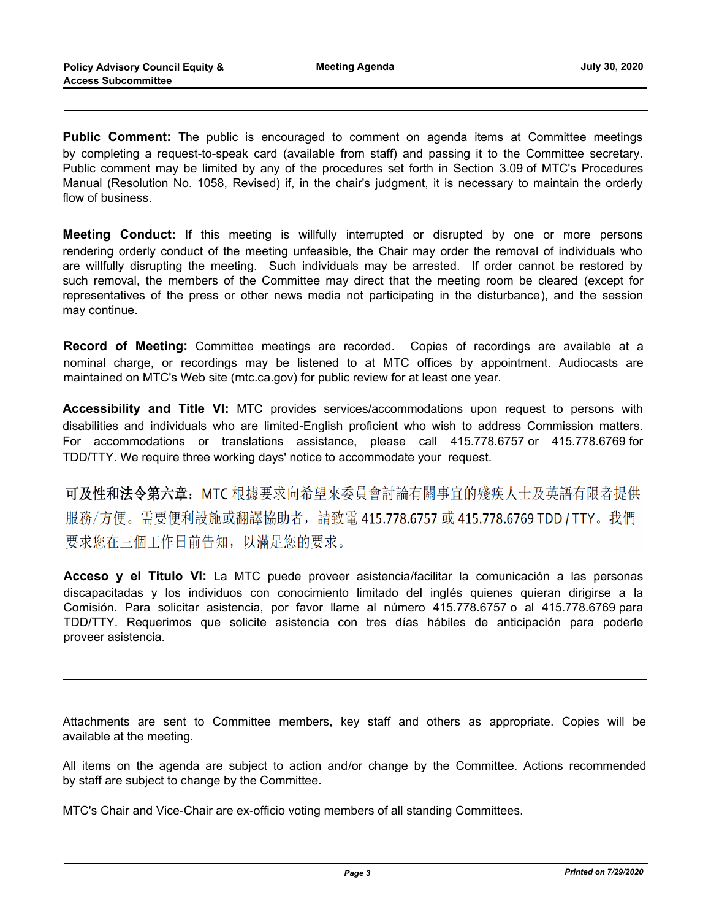**Public Comment:** The public is encouraged to comment on agenda items at Committee meetings by completing a request-to-speak card (available from staff) and passing it to the Committee secretary. Public comment may be limited by any of the procedures set forth in Section 3.09 of MTC's Procedures Manual (Resolution No. 1058, Revised) if, in the chair's judgment, it is necessary to maintain the orderly flow of business.

**Meeting Conduct:** If this meeting is willfully interrupted or disrupted by one or more persons rendering orderly conduct of the meeting unfeasible, the Chair may order the removal of individuals who are willfully disrupting the meeting. Such individuals may be arrested. If order cannot be restored by such removal, the members of the Committee may direct that the meeting room be cleared (except for representatives of the press or other news media not participating in the disturbance), and the session may continue.

**Record of Meeting:** Committee meetings are recorded. Copies of recordings are available at a nominal charge, or recordings may be listened to at MTC offices by appointment. Audiocasts are maintained on MTC's Web site (mtc.ca.gov) for public review for at least one year.

**Accessibility and Title VI:** MTC provides services/accommodations upon request to persons with disabilities and individuals who are limited-English proficient who wish to address Commission matters. For accommodations or translations assistance, please call 415.778.6757 or 415.778.6769 for TDD/TTY. We require three working days' notice to accommodate your request.

**可及性和法令第六章**：MTC 根據要求向希望來委員會討論有關事宜的殘疾人士及英語有限者提供服務/方便。需要便利設施或翻譯協助者，請致電 415.778.6757 或 415.778.6769 TDD / TTY。我們要求您在三個工作日前告知，以滿足您的要求。

**Acceso y el Titulo VI:** La MTC puede proveer asistencia/facilitar la comunicación a las personas discapacitadas y los individuos con conocimiento limitado del inglés quienes quieran dirigirse a la Comisión. Para solicitar asistencia, por favor llame al número 415.778.6757 o al 415.778.6769 para TDD/TTY. Requerimos que solicite asistencia con tres días hábiles de anticipación para poderle proveer asistencia.

---

Attachments are sent to Committee members, key staff and others as appropriate. Copies will be available at the meeting.

All items on the agenda are subject to action and/or change by the Committee. Actions recommended by staff are subject to change by the Committee.

MTC's Chair and Vice-Chair are ex-officio voting members of all standing Committees.